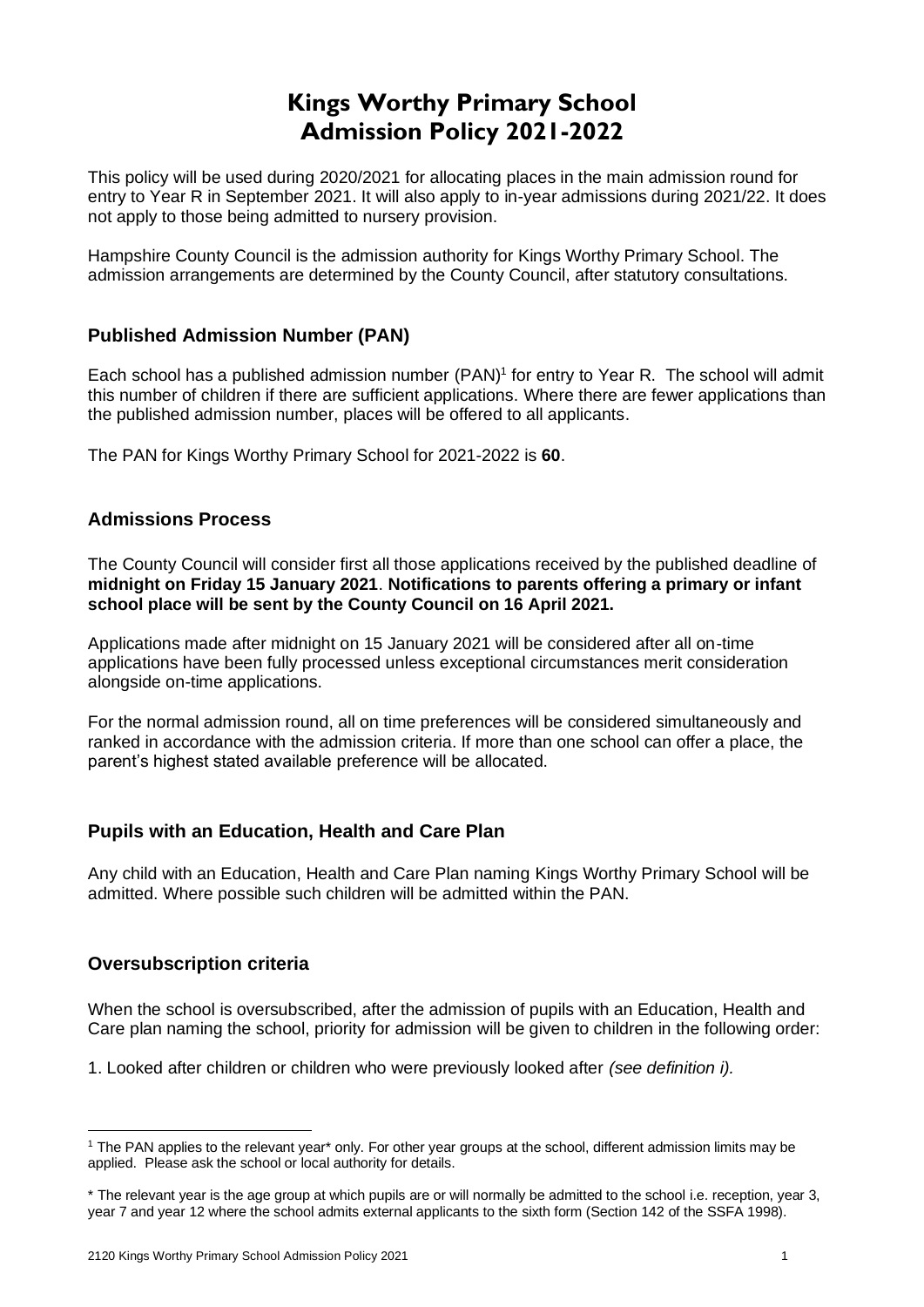# Kings Worthy Primary School Admission Policy 2021-2022

This policy will be used during 2020/2021 for allocating places in the main admission round for entry to Year R in September 2021. It will also apply to in-year admissions during 2021/22. It does not apply to those being admitted to nursery provision.

Hampshire County Council is the admission authority for Kings Worthy Primary School. The admission arrangements are determined by the County Council, after statutory consultations.

## Published Admission Number (PAN)

Each school has a published admission number (PAN)[1] for entry to Year R. The school will admit this number of children if there are sufficient applications. Where there are fewer applications than the published admission number, places will be offered to all applicants.

The PAN for Kings Worthy Primary School for 2021-2022 is **60**.

## Admissions Process

The County Council will consider first all those applications received by the published deadline of **midnight on Friday 15 January 2021**. **Notifications to parents offering a primary or infant school place will be sent by the County Council on 16 April 2021.**

Applications made after midnight on 15 January 2021 will be considered after all on-time applications have been fully processed unless exceptional circumstances merit consideration alongside on-time applications.

For the normal admission round, all on time preferences will be considered simultaneously and ranked in accordance with the admission criteria. If more than one school can offer a place, the parent's highest stated available preference will be allocated.

## Pupils with an Education, Health and Care Plan

Any child with an Education, Health and Care Plan naming Kings Worthy Primary School will be admitted. Where possible such children will be admitted within the PAN.

## Oversubscription criteria

When the school is oversubscribed, after the admission of pupils with an Education, Health and Care plan naming the school, priority for admission will be given to children in the following order:

1. Looked after children or children who were previously looked after *(see definition i).*

---

[1] The PAN applies to the relevant year* only. For other year groups at the school, different admission limits may be applied. Please ask the school or local authority for details.

* The relevant year is the age group at which pupils are or will normally be admitted to the school i.e. reception, year 3, year 7 and year 12 where the school admits external applicants to the sixth form (Section 142 of the SSFA 1998).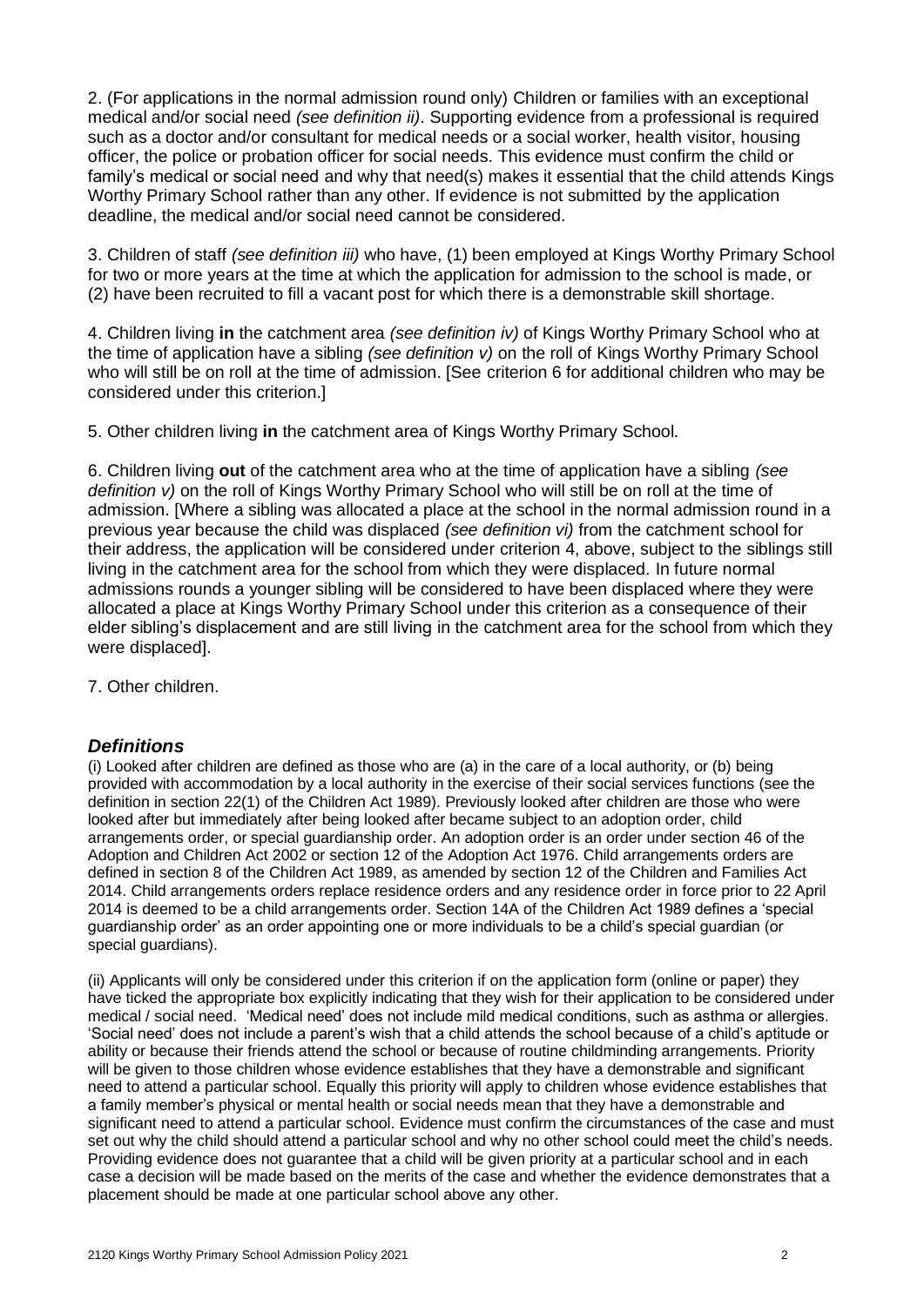2. (For applications in the normal admission round only) Children or families with an exceptional medical and/or social need *(see definition ii)*. Supporting evidence from a professional is required such as a doctor and/or consultant for medical needs or a social worker, health visitor, housing officer, the police or probation officer for social needs. This evidence must confirm the child or family's medical or social need and why that need(s) makes it essential that the child attends Kings Worthy Primary School rather than any other. If evidence is not submitted by the application deadline, the medical and/or social need cannot be considered.

3. Children of staff *(see definition iii)* who have, (1) been employed at Kings Worthy Primary School for two or more years at the time at which the application for admission to the school is made, or (2) have been recruited to fill a vacant post for which there is a demonstrable skill shortage.

4. Children living **in** the catchment area *(see definition iv)* of Kings Worthy Primary School who at the time of application have a sibling *(see definition v)* on the roll of Kings Worthy Primary School who will still be on roll at the time of admission. [See criterion 6 for additional children who may be considered under this criterion.]

5. Other children living **in** the catchment area of Kings Worthy Primary School.

6. Children living **out** of the catchment area who at the time of application have a sibling *(see definition v)* on the roll of Kings Worthy Primary School who will still be on roll at the time of admission. [Where a sibling was allocated a place at the school in the normal admission round in a previous year because the child was displaced *(see definition vi)* from the catchment school for their address, the application will be considered under criterion 4, above, subject to the siblings still living in the catchment area for the school from which they were displaced. In future normal admissions rounds a younger sibling will be considered to have been displaced where they were allocated a place at Kings Worthy Primary School under this criterion as a consequence of their elder sibling's displacement and are still living in the catchment area for the school from which they were displaced].

7. Other children.

## *Definitions*

(i) Looked after children are defined as those who are (a) in the care of a local authority, or (b) being provided with accommodation by a local authority in the exercise of their social services functions (see the definition in section 22(1) of the Children Act 1989). Previously looked after children are those who were looked after but immediately after being looked after became subject to an adoption order, child arrangements order, or special guardianship order. An adoption order is an order under section 46 of the Adoption and Children Act 2002 or section 12 of the Adoption Act 1976. Child arrangements orders are defined in section 8 of the Children Act 1989, as amended by section 12 of the Children and Families Act 2014. Child arrangements orders replace residence orders and any residence order in force prior to 22 April 2014 is deemed to be a child arrangements order. Section 14A of the Children Act 1989 defines a 'special guardianship order' as an order appointing one or more individuals to be a child's special guardian (or special guardians).

(ii) Applicants will only be considered under this criterion if on the application form (online or paper) they have ticked the appropriate box explicitly indicating that they wish for their application to be considered under medical / social need. 'Medical need' does not include mild medical conditions, such as asthma or allergies. 'Social need' does not include a parent's wish that a child attends the school because of a child's aptitude or ability or because their friends attend the school or because of routine childminding arrangements. Priority will be given to those children whose evidence establishes that they have a demonstrable and significant need to attend a particular school. Equally this priority will apply to children whose evidence establishes that a family member's physical or mental health or social needs mean that they have a demonstrable and significant need to attend a particular school. Evidence must confirm the circumstances of the case and must set out why the child should attend a particular school and why no other school could meet the child's needs. Providing evidence does not guarantee that a child will be given priority at a particular school and in each case a decision will be made based on the merits of the case and whether the evidence demonstrates that a placement should be made at one particular school above any other.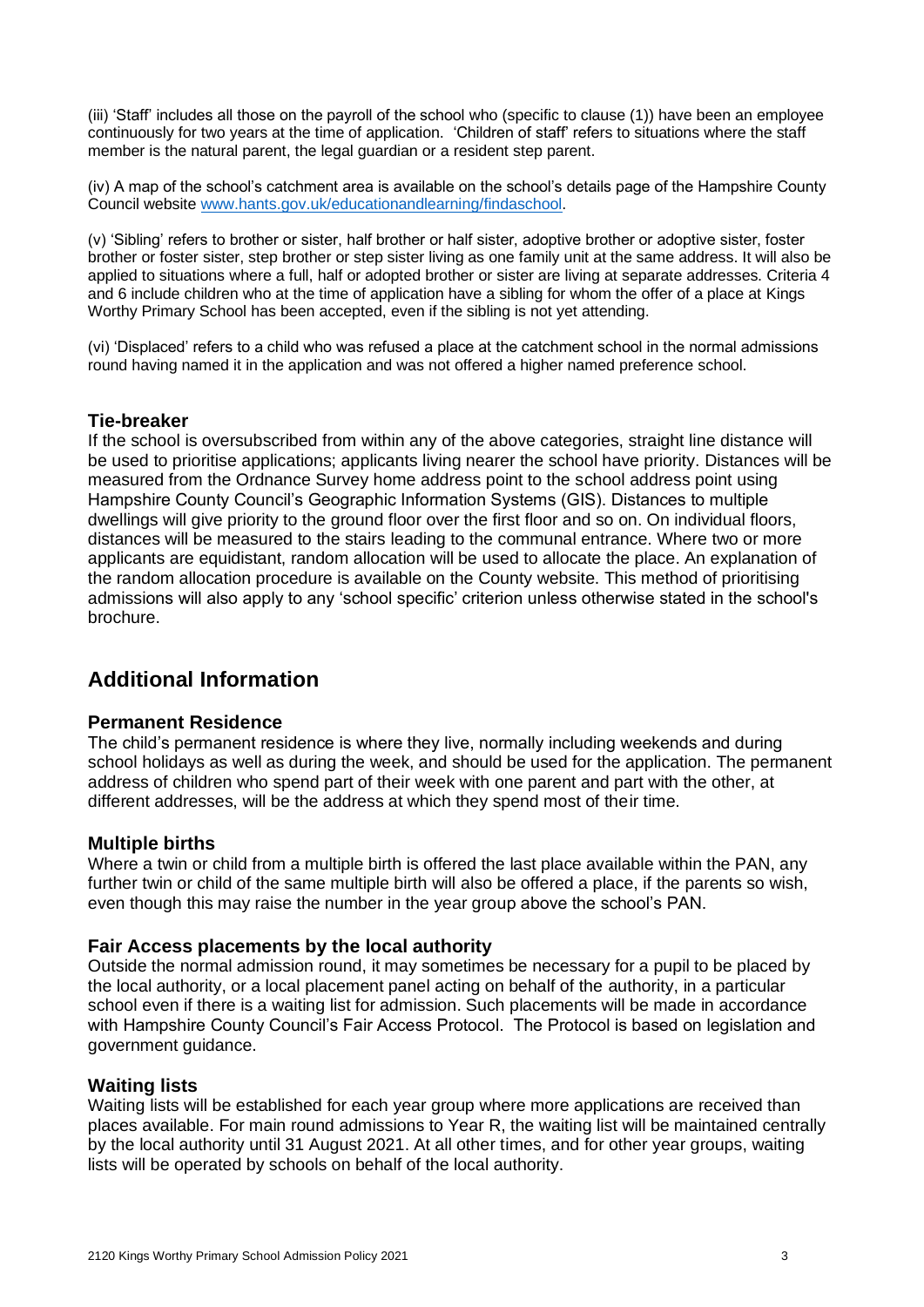(iii) 'Staff' includes all those on the payroll of the school who (specific to clause (1)) have been an employee continuously for two years at the time of application. 'Children of staff' refers to situations where the staff member is the natural parent, the legal guardian or a resident step parent.

(iv) A map of the school's catchment area is available on the school's details page of the Hampshire County Council website [www.hants.gov.uk/educationandlearning/findaschool](www.hants.gov.uk/educationandlearning/findaschool).

(v) 'Sibling' refers to brother or sister, half brother or half sister, adoptive brother or adoptive sister, foster brother or foster sister, step brother or step sister living as one family unit at the same address. It will also be applied to situations where a full, half or adopted brother or sister are living at separate addresses. Criteria 4 and 6 include children who at the time of application have a sibling for whom the offer of a place at Kings Worthy Primary School has been accepted, even if the sibling is not yet attending.

(vi) 'Displaced' refers to a child who was refused a place at the catchment school in the normal admissions round having named it in the application and was not offered a higher named preference school.

### Tie-breaker

If the school is oversubscribed from within any of the above categories, straight line distance will be used to prioritise applications; applicants living nearer the school have priority. Distances will be measured from the Ordnance Survey home address point to the school address point using Hampshire County Council's Geographic Information Systems (GIS). Distances to multiple dwellings will give priority to the ground floor over the first floor and so on. On individual floors, distances will be measured to the stairs leading to the communal entrance. Where two or more applicants are equidistant, random allocation will be used to allocate the place. An explanation of the random allocation procedure is available on the County website. This method of prioritising admissions will also apply to any 'school specific' criterion unless otherwise stated in the school's brochure.

## Additional Information

### Permanent Residence

The child's permanent residence is where they live, normally including weekends and during school holidays as well as during the week, and should be used for the application. The permanent address of children who spend part of their week with one parent and part with the other, at different addresses, will be the address at which they spend most of their time.

### Multiple births

Where a twin or child from a multiple birth is offered the last place available within the PAN, any further twin or child of the same multiple birth will also be offered a place, if the parents so wish, even though this may raise the number in the year group above the school's PAN.

### Fair Access placements by the local authority

Outside the normal admission round, it may sometimes be necessary for a pupil to be placed by the local authority, or a local placement panel acting on behalf of the authority, in a particular school even if there is a waiting list for admission. Such placements will be made in accordance with Hampshire County Council's Fair Access Protocol. The Protocol is based on legislation and government guidance.

### Waiting lists

Waiting lists will be established for each year group where more applications are received than places available. For main round admissions to Year R, the waiting list will be maintained centrally by the local authority until 31 August 2021. At all other times, and for other year groups, waiting lists will be operated by schools on behalf of the local authority.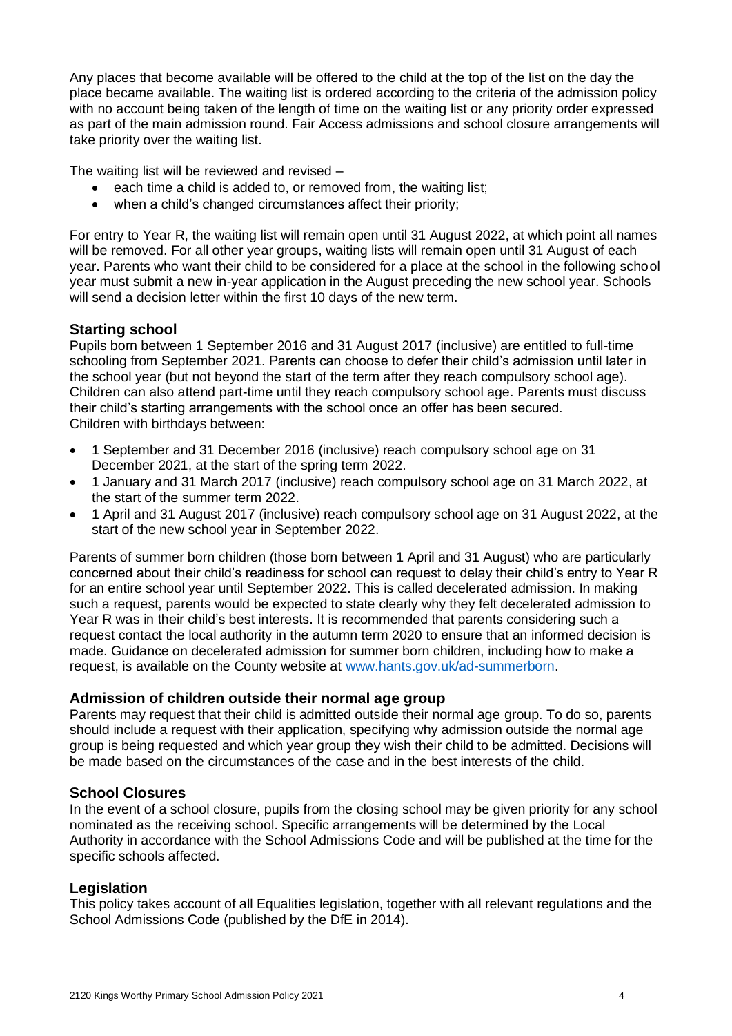Any places that become available will be offered to the child at the top of the list on the day the place became available. The waiting list is ordered according to the criteria of the admission policy with no account being taken of the length of time on the waiting list or any priority order expressed as part of the main admission round. Fair Access admissions and school closure arrangements will take priority over the waiting list.

The waiting list will be reviewed and revised –

- each time a child is added to, or removed from, the waiting list;
- when a child's changed circumstances affect their priority;

For entry to Year R, the waiting list will remain open until 31 August 2022, at which point all names will be removed. For all other year groups, waiting lists will remain open until 31 August of each year. Parents who want their child to be considered for a place at the school in the following school year must submit a new in-year application in the August preceding the new school year. Schools will send a decision letter within the first 10 days of the new term.

## Starting school

Pupils born between 1 September 2016 and 31 August 2017 (inclusive) are entitled to full-time schooling from September 2021. Parents can choose to defer their child's admission until later in the school year (but not beyond the start of the term after they reach compulsory school age). Children can also attend part-time until they reach compulsory school age. Parents must discuss their child's starting arrangements with the school once an offer has been secured.
Children with birthdays between:

- 1 September and 31 December 2016 (inclusive) reach compulsory school age on 31 December 2021, at the start of the spring term 2022.
- 1 January and 31 March 2017 (inclusive) reach compulsory school age on 31 March 2022, at the start of the summer term 2022.
- 1 April and 31 August 2017 (inclusive) reach compulsory school age on 31 August 2022, at the start of the new school year in September 2022.

Parents of summer born children (those born between 1 April and 31 August) who are particularly concerned about their child's readiness for school can request to delay their child's entry to Year R for an entire school year until September 2022. This is called decelerated admission. In making such a request, parents would be expected to state clearly why they felt decelerated admission to Year R was in their child's best interests. It is recommended that parents considering such a request contact the local authority in the autumn term 2020 to ensure that an informed decision is made. Guidance on decelerated admission for summer born children, including how to make a request, is available on the County website at [www.hants.gov.uk/ad-summerborn](www.hants.gov.uk/ad-summerborn).

## Admission of children outside their normal age group

Parents may request that their child is admitted outside their normal age group. To do so, parents should include a request with their application, specifying why admission outside the normal age group is being requested and which year group they wish their child to be admitted. Decisions will be made based on the circumstances of the case and in the best interests of the child.

## School Closures

In the event of a school closure, pupils from the closing school may be given priority for any school nominated as the receiving school. Specific arrangements will be determined by the Local Authority in accordance with the School Admissions Code and will be published at the time for the specific schools affected.

## Legislation

This policy takes account of all Equalities legislation, together with all relevant regulations and the School Admissions Code (published by the DfE in 2014).